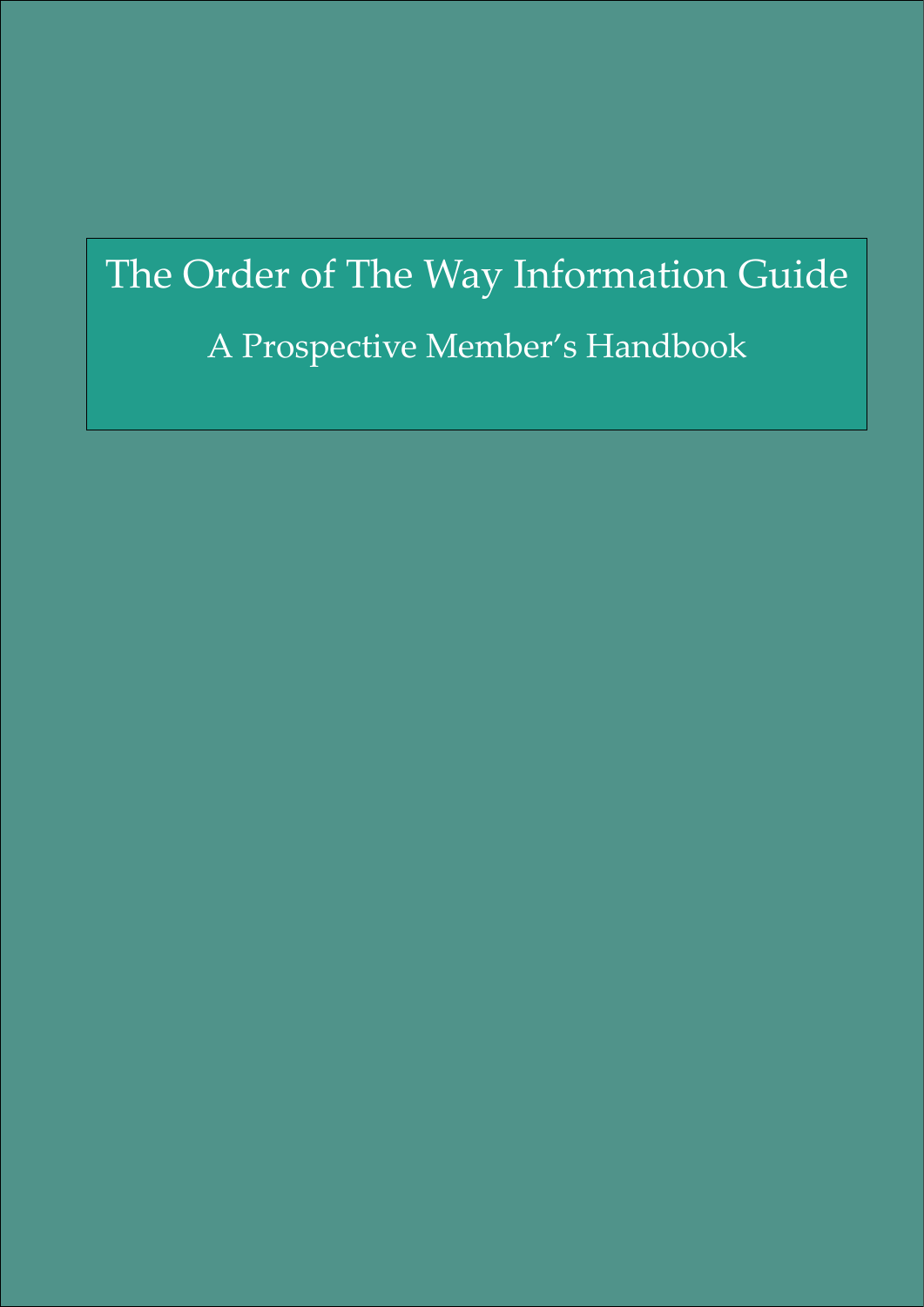# The Order of The Way Information Guide

## A Prospective Member's Handbook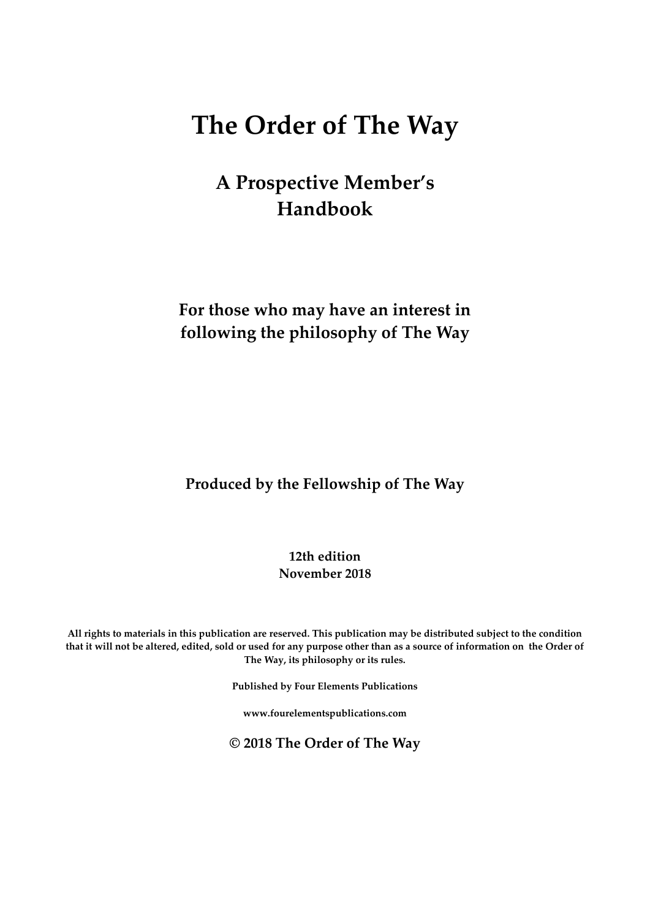# The Order of The Way

## A Prospective Member's Handbook

**For those who may have an interest in following the philosophy of The Way**

**Produced by the Fellowship of The Way**

**12th edition**
**November 2018**

**All rights to materials in this publication are reserved. This publication may be distributed subject to the condition that it will not be altered, edited, sold or used for any purpose other than as a source of information on the Order of The Way, its philosophy or its rules.**

**Published by Four Elements Publications**

**www.fourelementspublications.com**

**© 2018 The Order of The Way**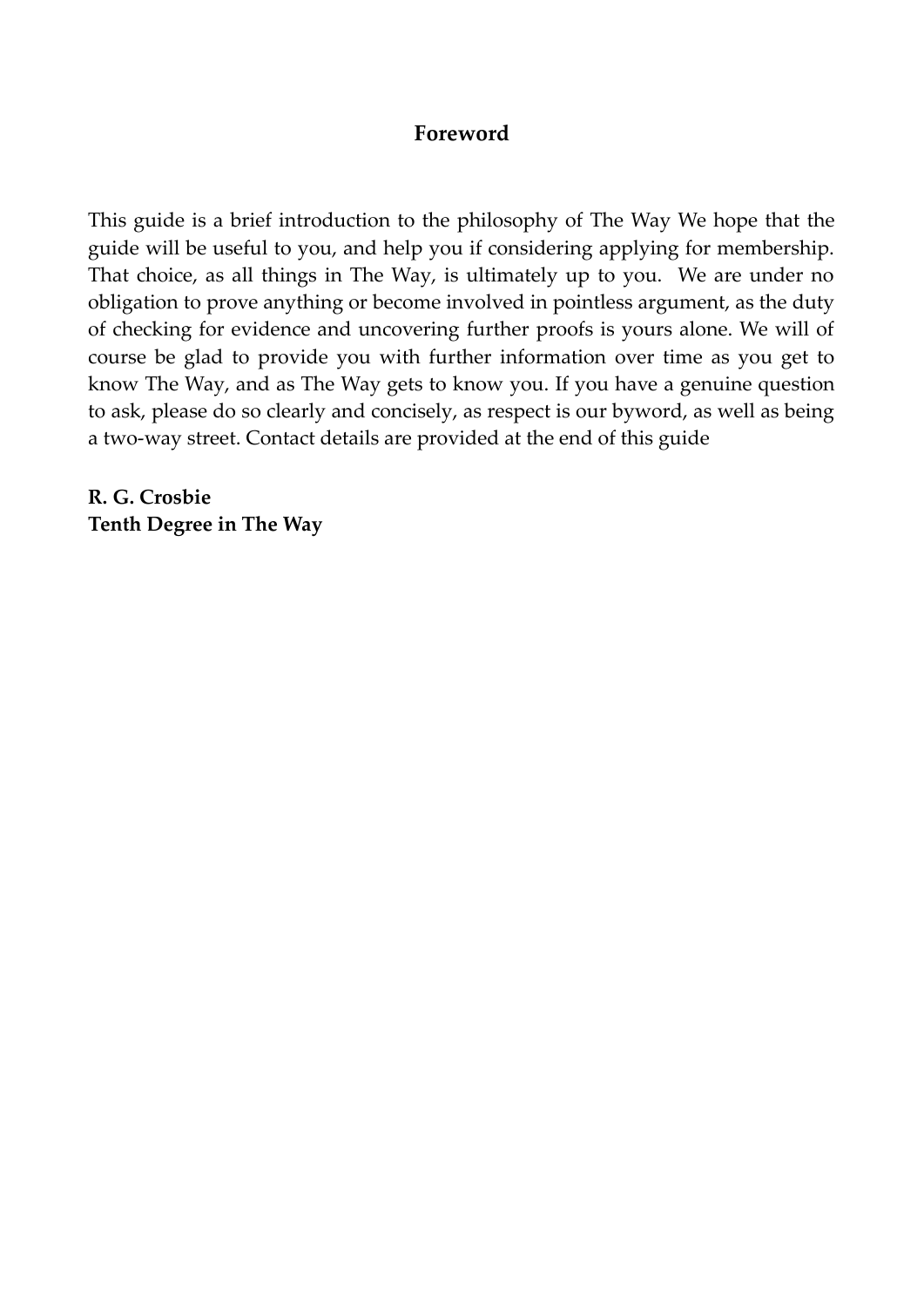## Foreword

This guide is a brief introduction to the philosophy of The Way We hope that the guide will be useful to you, and help you if considering applying for membership. That choice, as all things in The Way, is ultimately up to you.  We are under no obligation to prove anything or become involved in pointless argument, as the duty of checking for evidence and uncovering further proofs is yours alone. We will of course be glad to provide you with further information over time as you get to know The Way, and as The Way gets to know you. If you have a genuine question to ask, please do so clearly and concisely, as respect is our byword, as well as being a two-way street. Contact details are provided at the end of this guide

**R. G. Crosbie**
**Tenth Degree in The Way**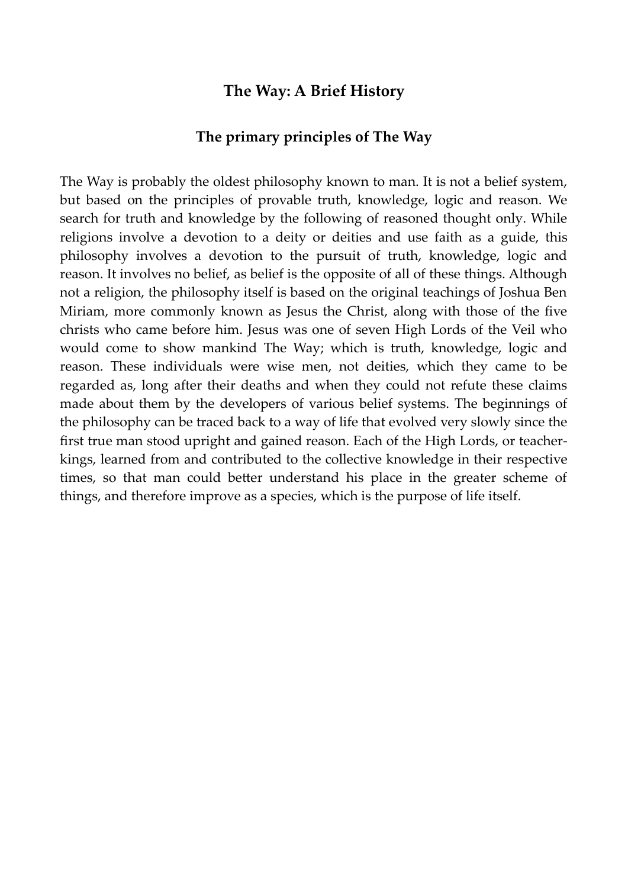## The Way: A Brief History

### The primary principles of The Way

The Way is probably the oldest philosophy known to man. It is not a belief system, but based on the principles of provable truth, knowledge, logic and reason. We search for truth and knowledge by the following of reasoned thought only. While religions involve a devotion to a deity or deities and use faith as a guide, this philosophy involves a devotion to the pursuit of truth, knowledge, logic and reason. It involves no belief, as belief is the opposite of all of these things. Although not a religion, the philosophy itself is based on the original teachings of Joshua Ben Miriam, more commonly known as Jesus the Christ, along with those of the five christs who came before him. Jesus was one of seven High Lords of the Veil who would come to show mankind The Way; which is truth, knowledge, logic and reason. These individuals were wise men, not deities, which they came to be regarded as, long after their deaths and when they could not refute these claims made about them by the developers of various belief systems. The beginnings of the philosophy can be traced back to a way of life that evolved very slowly since the first true man stood upright and gained reason. Each of the High Lords, or teacher-kings, learned from and contributed to the collective knowledge in their respective times, so that man could better understand his place in the greater scheme of things, and therefore improve as a species, which is the purpose of life itself.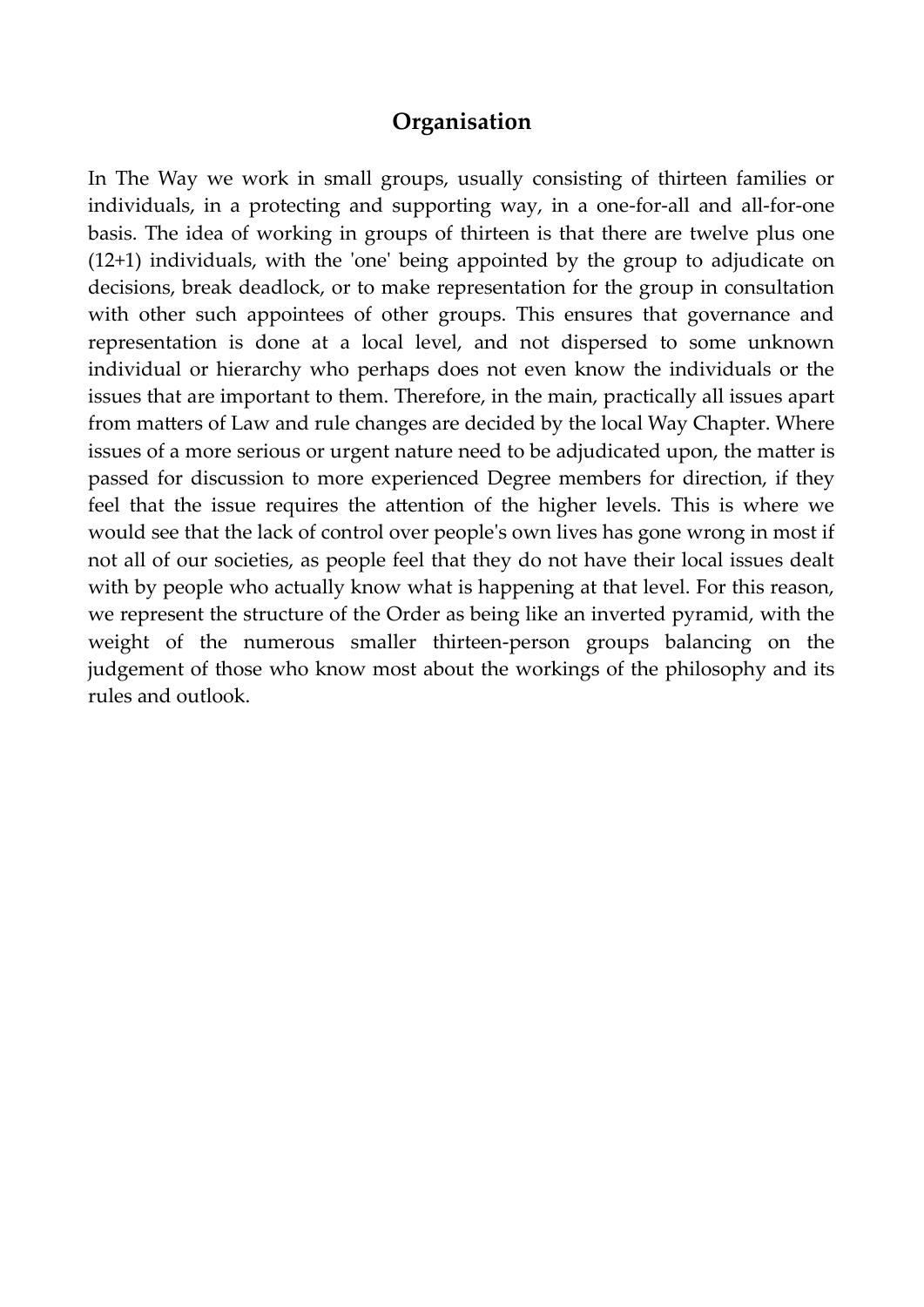## Organisation

In The Way we work in small groups, usually consisting of thirteen families or individuals, in a protecting and supporting way, in a one-for-all and all-for-one basis. The idea of working in groups of thirteen is that there are twelve plus one (12+1) individuals, with the 'one' being appointed by the group to adjudicate on decisions, break deadlock, or to make representation for the group in consultation with other such appointees of other groups. This ensures that governance and representation is done at a local level, and not dispersed to some unknown individual or hierarchy who perhaps does not even know the individuals or the issues that are important to them. Therefore, in the main, practically all issues apart from matters of Law and rule changes are decided by the local Way Chapter. Where issues of a more serious or urgent nature need to be adjudicated upon, the matter is passed for discussion to more experienced Degree members for direction, if they feel that the issue requires the attention of the higher levels. This is where we would see that the lack of control over people's own lives has gone wrong in most if not all of our societies, as people feel that they do not have their local issues dealt with by people who actually know what is happening at that level. For this reason, we represent the structure of the Order as being like an inverted pyramid, with the weight of the numerous smaller thirteen-person groups balancing on the judgement of those who know most about the workings of the philosophy and its rules and outlook.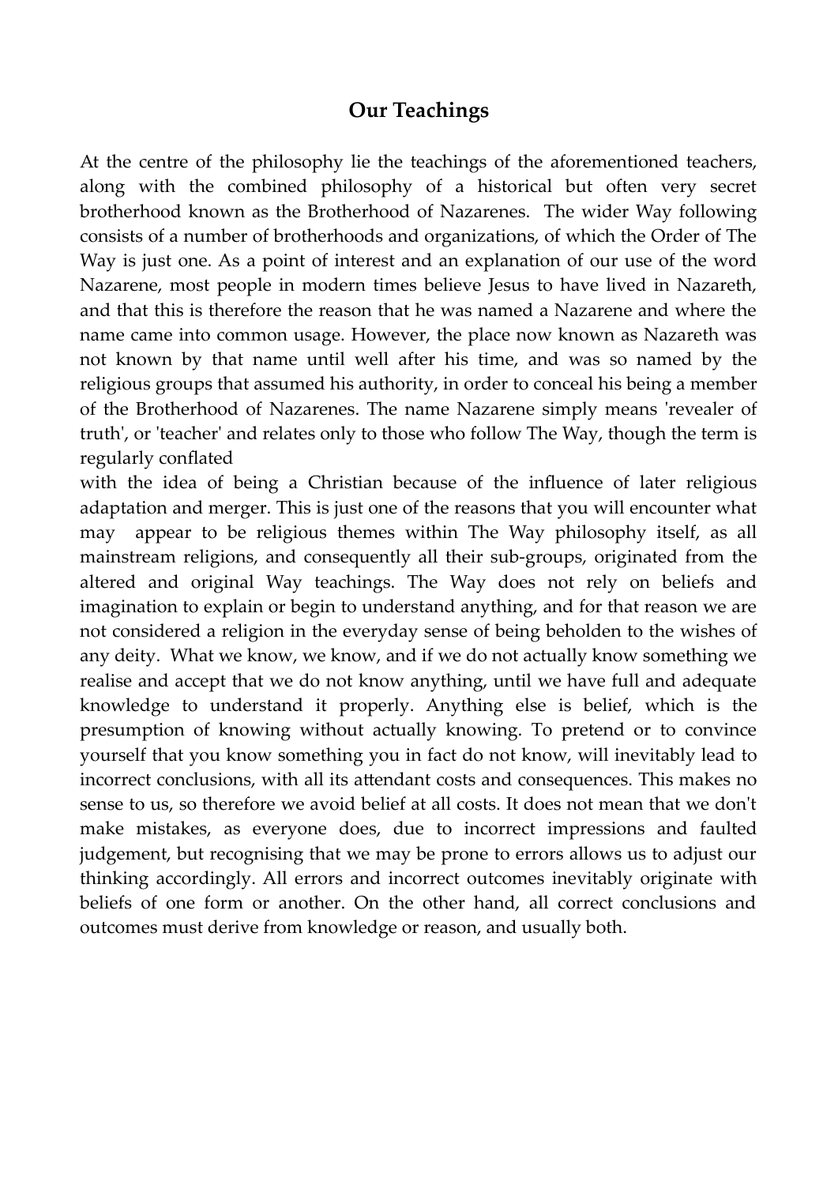## Our Teachings

At the centre of the philosophy lie the teachings of the aforementioned teachers, along with the combined philosophy of a historical but often very secret brotherhood known as the Brotherhood of Nazarenes. The wider Way following consists of a number of brotherhoods and organizations, of which the Order of The Way is just one. As a point of interest and an explanation of our use of the word Nazarene, most people in modern times believe Jesus to have lived in Nazareth, and that this is therefore the reason that he was named a Nazarene and where the name came into common usage. However, the place now known as Nazareth was not known by that name until well after his time, and was so named by the religious groups that assumed his authority, in order to conceal his being a member of the Brotherhood of Nazarenes. The name Nazarene simply means 'revealer of truth', or 'teacher' and relates only to those who follow The Way, though the term is regularly conflated with the idea of being a Christian because of the influence of later religious adaptation and merger. This is just one of the reasons that you will encounter what may appear to be religious themes within The Way philosophy itself, as all mainstream religions, and consequently all their sub-groups, originated from the altered and original Way teachings. The Way does not rely on beliefs and imagination to explain or begin to understand anything, and for that reason we are not considered a religion in the everyday sense of being beholden to the wishes of any deity. What we know, we know, and if we do not actually know something we realise and accept that we do not know anything, until we have full and adequate knowledge to understand it properly. Anything else is belief, which is the presumption of knowing without actually knowing. To pretend or to convince yourself that you know something you in fact do not know, will inevitably lead to incorrect conclusions, with all its attendant costs and consequences. This makes no sense to us, so therefore we avoid belief at all costs. It does not mean that we don't make mistakes, as everyone does, due to incorrect impressions and faulted judgement, but recognising that we may be prone to errors allows us to adjust our thinking accordingly. All errors and incorrect outcomes inevitably originate with beliefs of one form or another. On the other hand, all correct conclusions and outcomes must derive from knowledge or reason, and usually both.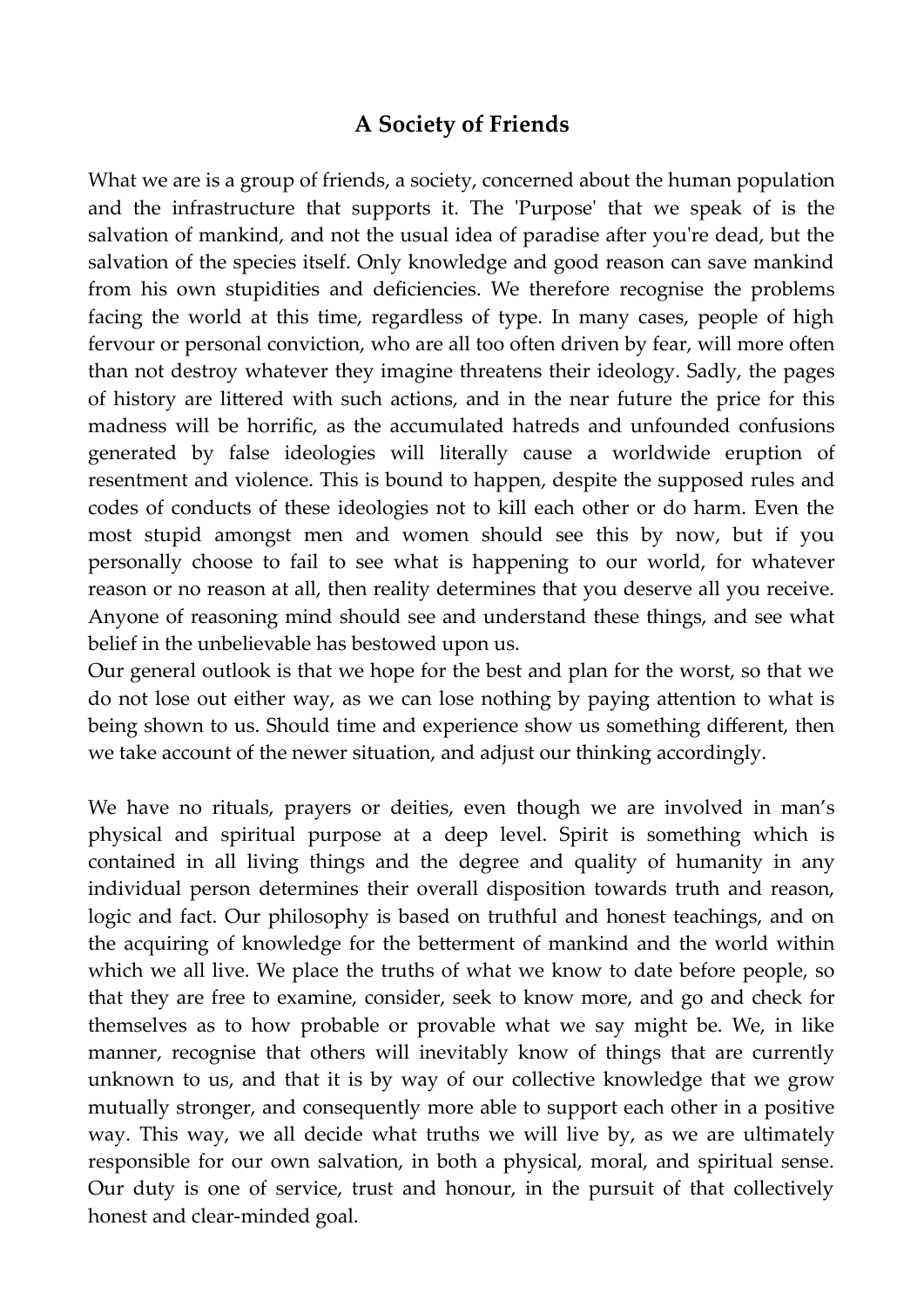## A Society of Friends

What we are is a group of friends, a society, concerned about the human population and the infrastructure that supports it. The 'Purpose' that we speak of is the salvation of mankind, and not the usual idea of paradise after you're dead, but the salvation of the species itself. Only knowledge and good reason can save mankind from his own stupidities and deficiencies. We therefore recognise the problems facing the world at this time, regardless of type. In many cases, people of high fervour or personal conviction, who are all too often driven by fear, will more often than not destroy whatever they imagine threatens their ideology. Sadly, the pages of history are littered with such actions, and in the near future the price for this madness will be horrific, as the accumulated hatreds and unfounded confusions generated by false ideologies will literally cause a worldwide eruption of resentment and violence. This is bound to happen, despite the supposed rules and codes of conducts of these ideologies not to kill each other or do harm. Even the most stupid amongst men and women should see this by now, but if you personally choose to fail to see what is happening to our world, for whatever reason or no reason at all, then reality determines that you deserve all you receive. Anyone of reasoning mind should see and understand these things, and see what belief in the unbelievable has bestowed upon us.
Our general outlook is that we hope for the best and plan for the worst, so that we do not lose out either way, as we can lose nothing by paying attention to what is being shown to us. Should time and experience show us something different, then we take account of the newer situation, and adjust our thinking accordingly.

We have no rituals, prayers or deities, even though we are involved in man's physical and spiritual purpose at a deep level. Spirit is something which is contained in all living things and the degree and quality of humanity in any individual person determines their overall disposition towards truth and reason, logic and fact. Our philosophy is based on truthful and honest teachings, and on the acquiring of knowledge for the betterment of mankind and the world within which we all live. We place the truths of what we know to date before people, so that they are free to examine, consider, seek to know more, and go and check for themselves as to how probable or provable what we say might be. We, in like manner, recognise that others will inevitably know of things that are currently unknown to us, and that it is by way of our collective knowledge that we grow mutually stronger, and consequently more able to support each other in a positive way. This way, we all decide what truths we will live by, as we are ultimately responsible for our own salvation, in both a physical, moral, and spiritual sense. Our duty is one of service, trust and honour, in the pursuit of that collectively honest and clear-minded goal.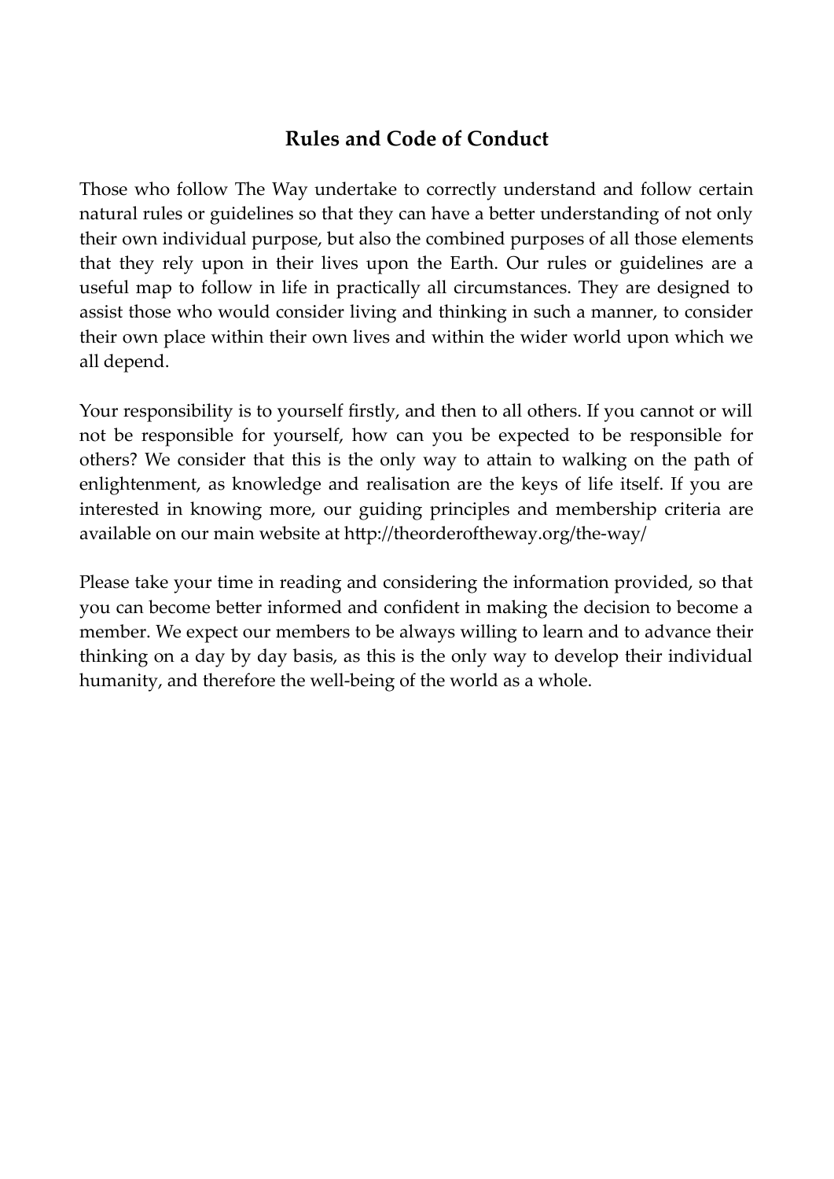## Rules and Code of Conduct

Those who follow The Way undertake to correctly understand and follow certain natural rules or guidelines so that they can have a better understanding of not only their own individual purpose, but also the combined purposes of all those elements that they rely upon in their lives upon the Earth. Our rules or guidelines are a useful map to follow in life in practically all circumstances. They are designed to assist those who would consider living and thinking in such a manner, to consider their own place within their own lives and within the wider world upon which we all depend.

Your responsibility is to yourself firstly, and then to all others. If you cannot or will not be responsible for yourself, how can you be expected to be responsible for others? We consider that this is the only way to attain to walking on the path of enlightenment, as knowledge and realisation are the keys of life itself. If you are interested in knowing more, our guiding principles and membership criteria are available on our main website at http://theorderoftheway.org/the-way/

Please take your time in reading and considering the information provided, so that you can become better informed and confident in making the decision to become a member. We expect our members to be always willing to learn and to advance their thinking on a day by day basis, as this is the only way to develop their individual humanity, and therefore the well-being of the world as a whole.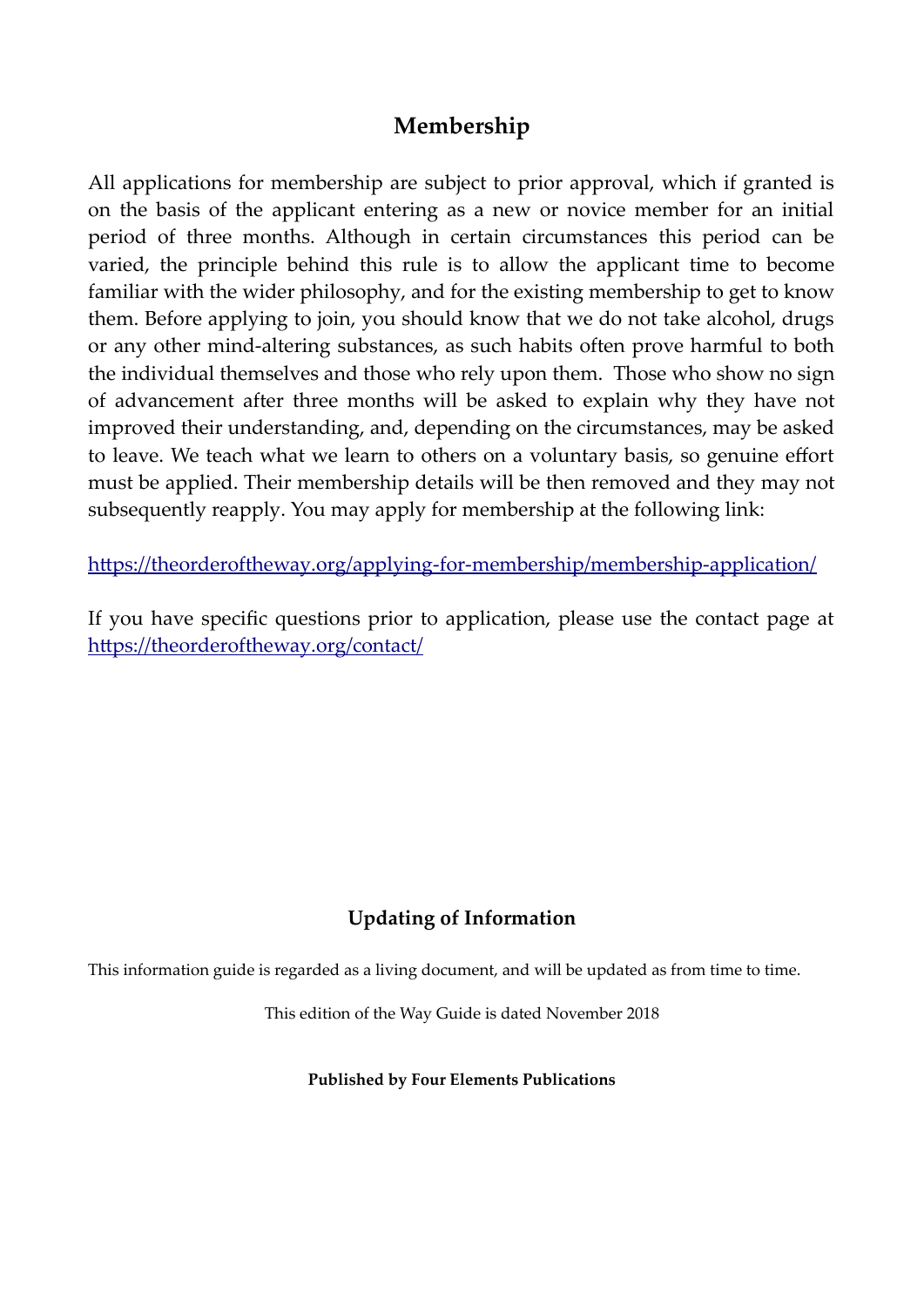## Membership

All applications for membership are subject to prior approval, which if granted is on the basis of the applicant entering as a new or novice member for an initial period of three months. Although in certain circumstances this period can be varied, the principle behind this rule is to allow the applicant time to become familiar with the wider philosophy, and for the existing membership to get to know them. Before applying to join, you should know that we do not take alcohol, drugs or any other mind-altering substances, as such habits often prove harmful to both the individual themselves and those who rely upon them. Those who show no sign of advancement after three months will be asked to explain why they have not improved their understanding, and, depending on the circumstances, may be asked to leave. We teach what we learn to others on a voluntary basis, so genuine effort must be applied. Their membership details will be then removed and they may not subsequently reapply. You may apply for membership at the following link:

https://theorderoftheway.org/applying-for-membership/membership-application/

If you have specific questions prior to application, please use the contact page at https://theorderoftheway.org/contact/

## Updating of Information

This information guide is regarded as a living document, and will be updated as from time to time.

This edition of the Way Guide is dated November 2018

**Published by Four Elements Publications**